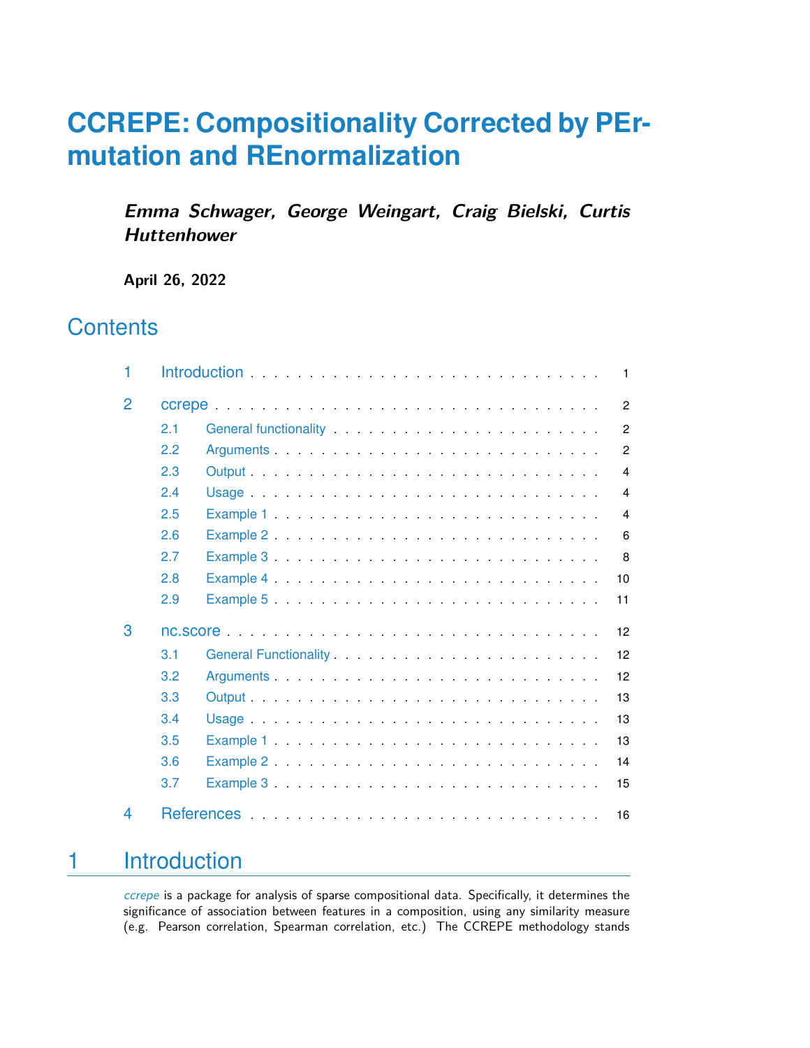# CCREPE: Compositionality Corrected by PErmutation and REnormalization

***Emma Schwager, George Weingart, Craig Bielski, Curtis Huttenhower***

**April 26, 2022**

## Contents

1 Introduction . . . 1

2 ccrepe . . . 2
- 2.1 General functionality . . . 2
- 2.2 Arguments . . . 2
- 2.3 Output . . . 4
- 2.4 Usage . . . 4
- 2.5 Example 1 . . . 4
- 2.6 Example 2 . . . 6
- 2.7 Example 3 . . . 8
- 2.8 Example 4 . . . 10
- 2.9 Example 5 . . . 11

3 nc.score . . . 12
- 3.1 General Functionality . . . 12
- 3.2 Arguments . . . 12
- 3.3 Output . . . 13
- 3.4 Usage . . . 13
- 3.5 Example 1 . . . 13
- 3.6 Example 2 . . . 14
- 3.7 Example 3 . . . 15

4 References . . . 16

## 1 Introduction

*ccrepe* is a package for analysis of sparse compositional data. Specifically, it determines the significance of association between features in a composition, using any similarity measure (e.g. Pearson correlation, Spearman correlation, etc.) The CCREPE methodology stands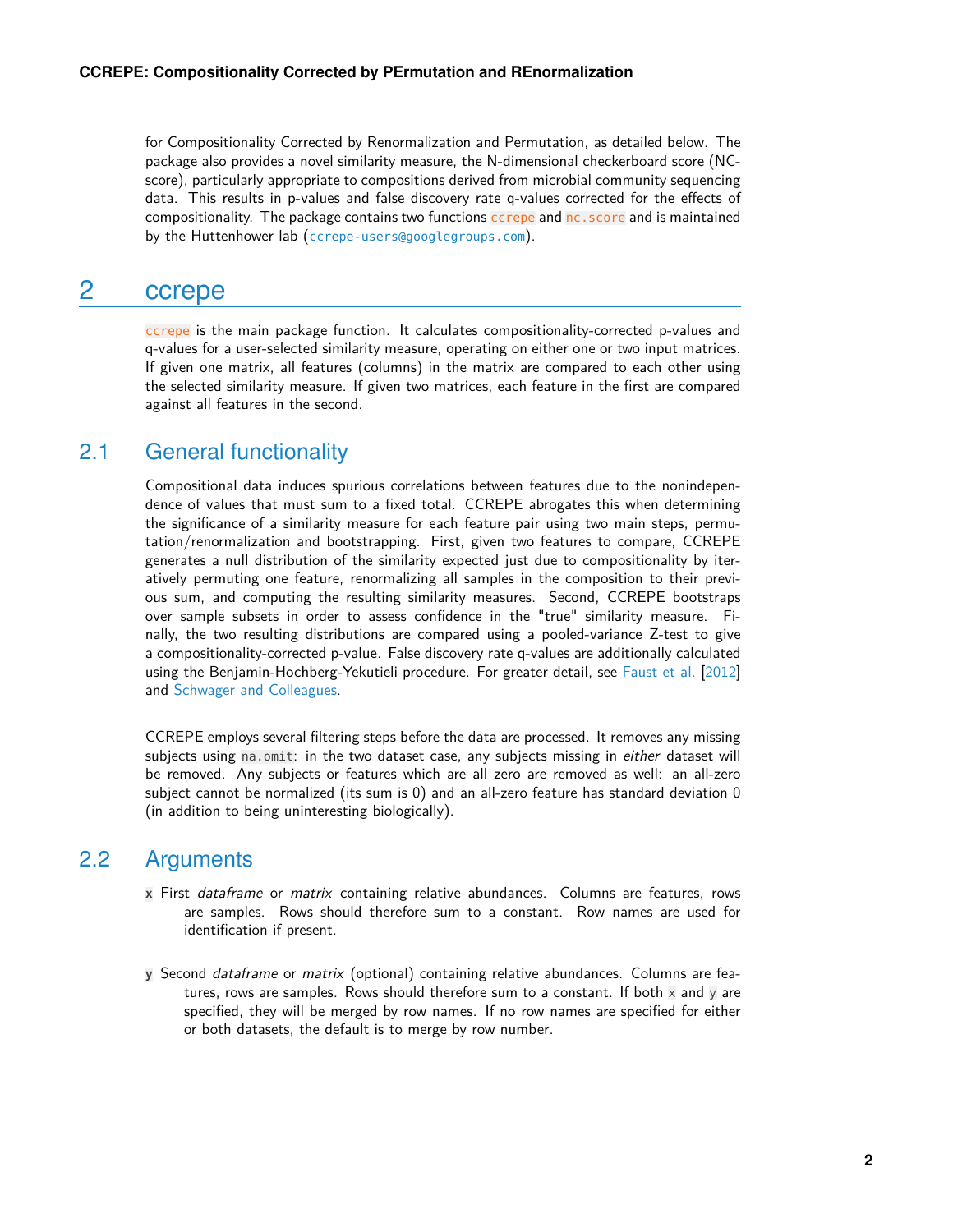for Compositionality Corrected by Renormalization and Permutation, as detailed below. The package also provides a novel similarity measure, the N-dimensional checkerboard score (NC-score), particularly appropriate to compositions derived from microbial community sequencing data. This results in p-values and false discovery rate q-values corrected for the effects of compositionality. The package contains two functions `ccrepe` and `nc.score` and is maintained by the Huttenhower lab (`ccrepe-users@googlegroups.com`).

## 2 ccrepe

`ccrepe` is the main package function. It calculates compositionality-corrected p-values and q-values for a user-selected similarity measure, operating on either one or two input matrices. If given one matrix, all features (columns) in the matrix are compared to each other using the selected similarity measure. If given two matrices, each feature in the first are compared against all features in the second.

### 2.1 General functionality

Compositional data induces spurious correlations between features due to the nonindependence of values that must sum to a fixed total. CCREPE abrogates this when determining the significance of a similarity measure for each feature pair using two main steps, permutation/renormalization and bootstrapping. First, given two features to compare, CCREPE generates a null distribution of the similarity expected just due to compositionality by iteratively permuting one feature, renormalizing all samples in the composition to their previous sum, and computing the resulting similarity measures. Second, CCREPE bootstraps over sample subsets in order to assess confidence in the "true" similarity measure. Finally, the two resulting distributions are compared using a pooled-variance Z-test to give a compositionality-corrected p-value. False discovery rate q-values are additionally calculated using the Benjamin-Hochberg-Yekutieli procedure. For greater detail, see Faust et al. [2012] and Schwager and Colleagues.

CCREPE employs several filtering steps before the data are processed. It removes any missing subjects using `na.omit`: in the two dataset case, any subjects missing in *either* dataset will be removed. Any subjects or features which are all zero are removed as well: an all-zero subject cannot be normalized (its sum is 0) and an all-zero feature has standard deviation 0 (in addition to being uninteresting biologically).

### 2.2 Arguments

**x** First *dataframe* or *matrix* containing relative abundances. Columns are features, rows are samples. Rows should therefore sum to a constant. Row names are used for identification if present.

**y** Second *dataframe* or *matrix* (optional) containing relative abundances. Columns are features, rows are samples. Rows should therefore sum to a constant. If both `x` and `y` are specified, they will be merged by row names. If no row names are specified for either or both datasets, the default is to merge by row number.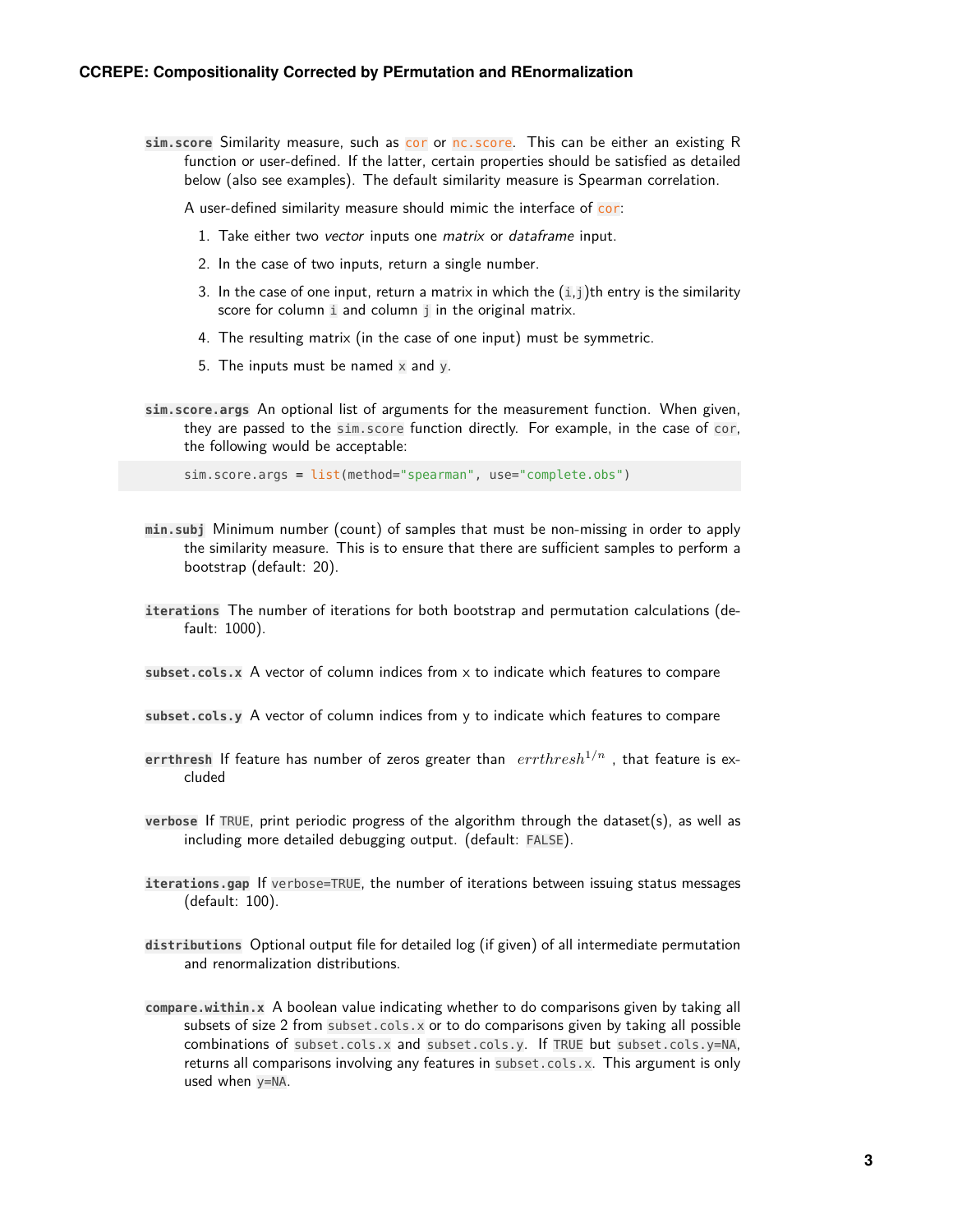**sim.score** Similarity measure, such as `cor` or `nc.score`. This can be either an existing R function or user-defined. If the latter, certain properties should be satisfied as detailed below (also see examples). The default similarity measure is Spearman correlation.

A user-defined similarity measure should mimic the interface of `cor`:

1. Take either two *vector* inputs one *matrix* or *dataframe* input.
2. In the case of two inputs, return a single number.
3. In the case of one input, return a matrix in which the (`i`,`j`)th entry is the similarity score for column `i` and column `j` in the original matrix.
4. The resulting matrix (in the case of one input) must be symmetric.
5. The inputs must be named `x` and `y`.

**sim.score.args** An optional list of arguments for the measurement function. When given, they are passed to the `sim.score` function directly. For example, in the case of `cor`, the following would be acceptable:

```
sim.score.args = list(method="spearman", use="complete.obs")
```

**min.subj** Minimum number (count) of samples that must be non-missing in order to apply the similarity measure. This is to ensure that there are sufficient samples to perform a bootstrap (default: 20).

**iterations** The number of iterations for both bootstrap and permutation calculations (default: 1000).

**subset.cols.x** A vector of column indices from x to indicate which features to compare

**subset.cols.y** A vector of column indices from y to indicate which features to compare

**errthresh** If feature has number of zeros greater than $errthresh^{1/n}$ , that feature is excluded

**verbose** If `TRUE`, print periodic progress of the algorithm through the dataset(s), as well as including more detailed debugging output. (default: `FALSE`).

**iterations.gap** If `verbose=TRUE`, the number of iterations between issuing status messages (default: 100).

**distributions** Optional output file for detailed log (if given) of all intermediate permutation and renormalization distributions.

**compare.within.x** A boolean value indicating whether to do comparisons given by taking all subsets of size 2 from `subset.cols.x` or to do comparisons given by taking all possible combinations of `subset.cols.x` and `subset.cols.y`. If `TRUE` but `subset.cols.y=NA`, returns all comparisons involving any features in `subset.cols.x`. This argument is only used when `y=NA`.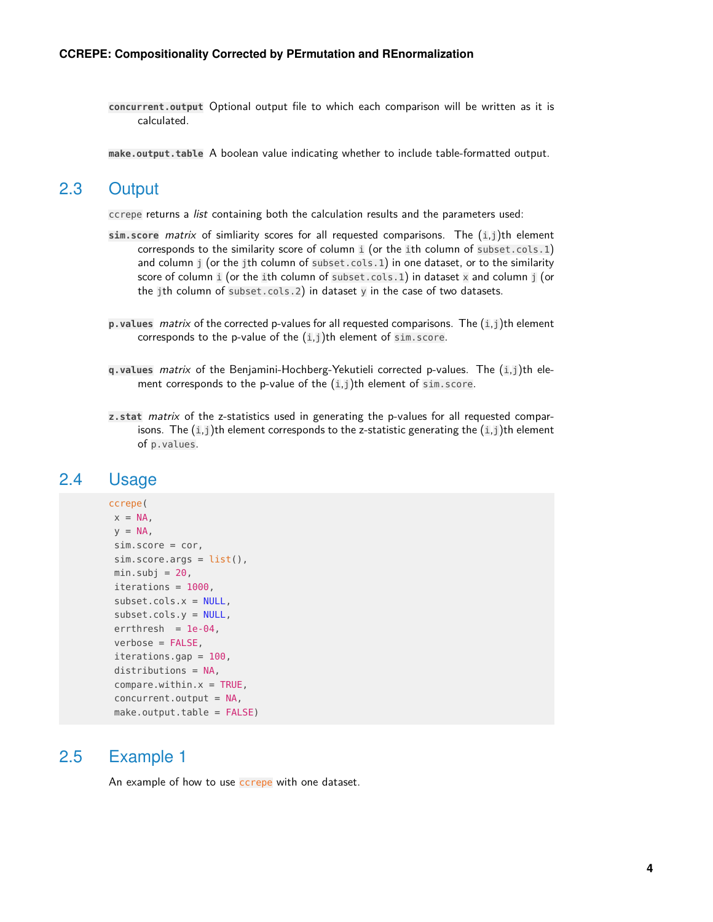**concurrent.output** Optional output file to which each comparison will be written as it is calculated.

**make.output.table** A boolean value indicating whether to include table-formatted output.

## 2.3 Output

`ccrepe` returns a *list* containing both the calculation results and the parameters used:

**sim.score** *matrix* of simliarity scores for all requested comparisons. The (`i`,`j`)th element corresponds to the similarity score of column `i` (or the `i`th column of `subset.cols.1`) and column `j` (or the `j`th column of `subset.cols.1`) in one dataset, or to the similarity score of column `i` (or the `i`th column of `subset.cols.1`) in dataset `x` and column `j` (or the `j`th column of `subset.cols.2`) in dataset `y` in the case of two datasets.

**p.values** *matrix* of the corrected p-values for all requested comparisons. The (`i`,`j`)th element corresponds to the p-value of the (`i`,`j`)th element of `sim.score`.

**q.values** *matrix* of the Benjamini-Hochberg-Yekutieli corrected p-values. The (`i`,`j`)th element corresponds to the p-value of the (`i`,`j`)th element of `sim.score`.

**z.stat** *matrix* of the z-statistics used in generating the p-values for all requested comparisons. The (`i`,`j`)th element corresponds to the z-statistic generating the (`i`,`j`)th element of `p.values`.

## 2.4 Usage

```
ccrepe(
 x = NA,
 y = NA,
 sim.score = cor,
 sim.score.args = list(),
 min.subj = 20,
 iterations = 1000,
 subset.cols.x = NULL,
 subset.cols.y = NULL,
 errthresh  = 1e-04,
 verbose = FALSE,
 iterations.gap = 100,
 distributions = NA,
 compare.within.x = TRUE,
 concurrent.output = NA,
 make.output.table = FALSE)
```

## 2.5 Example 1

An example of how to use `ccrepe` with one dataset.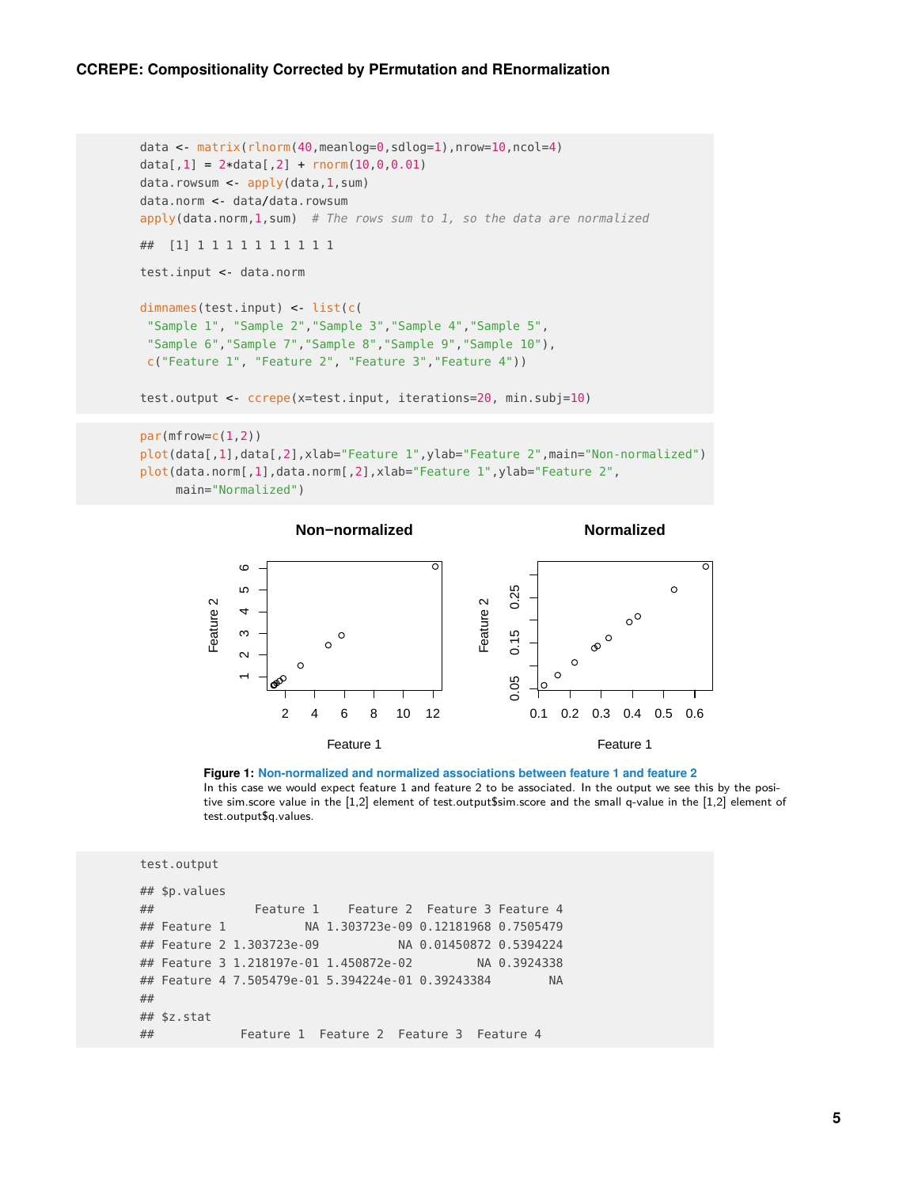```r
data <- matrix(rlnorm(40,meanlog=0,sdlog=1),nrow=10,ncol=4)
data[,1] = 2*data[,2] + rnorm(10,0,0.01)
data.rowsum <- apply(data,1,sum)
data.norm <- data/data.rowsum
apply(data.norm,1,sum)  # The rows sum to 1, so the data are normalized

##  [1] 1 1 1 1 1 1 1 1 1 1

test.input <- data.norm

dimnames(test.input) <- list(c(
 "Sample 1", "Sample 2","Sample 3","Sample 4","Sample 5",
 "Sample 6","Sample 7","Sample 8","Sample 9","Sample 10"),
 c("Feature 1", "Feature 2", "Feature 3","Feature 4"))

test.output <- ccrepe(x=test.input, iterations=20, min.subj=10)
```

```r
par(mfrow=c(1,2))
plot(data[,1],data[,2],xlab="Feature 1",ylab="Feature 2",main="Non-normalized")
plot(data.norm[,1],data.norm[,2],xlab="Feature 1",ylab="Feature 2",
     main="Normalized")
```

**Figure 1:** Non-normalized and normalized associations between feature 1 and feature 2
In this case we would expect feature 1 and feature 2 to be associated. In the output we see this by the positive sim.score value in the [1,2] element of test.output$sim.score and the small q-value in the [1,2] element of test.output$q.values.

```r
test.output

## $p.values
##              Feature 1    Feature 2  Feature 3 Feature 4
## Feature 1           NA 1.303723e-09 0.12181968 0.7505479
## Feature 2 1.303723e-09           NA 0.01450872 0.5394224
## Feature 3 1.218197e-01 1.450872e-02         NA 0.3924338
## Feature 4 7.505479e-01 5.394224e-01 0.39243384        NA
##
## $z.stat
##            Feature 1  Feature 2  Feature 3  Feature 4
```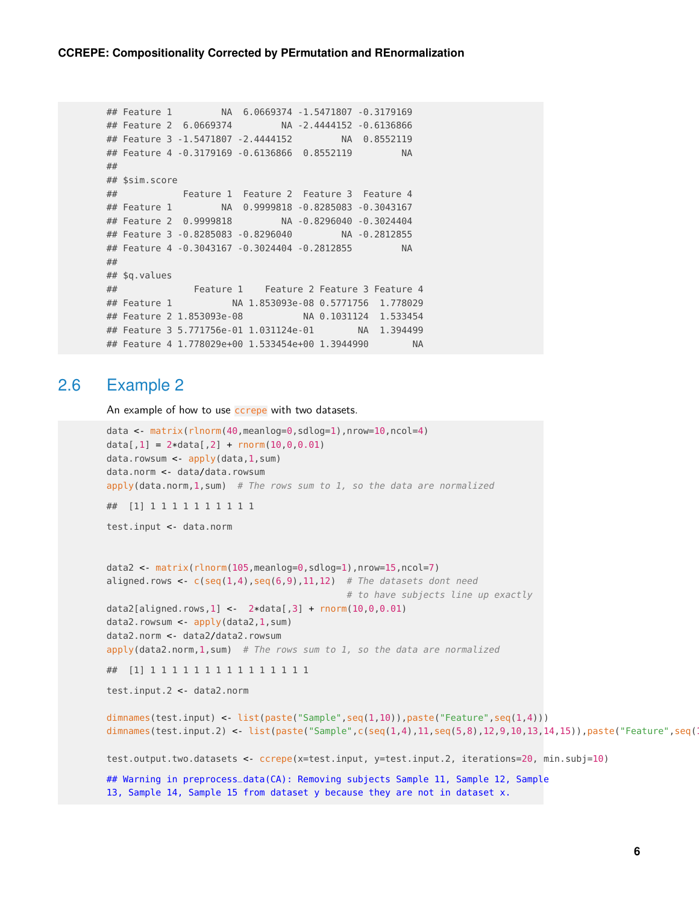```
## Feature 1         NA  6.0669374 -1.5471807 -0.3179169
## Feature 2  6.0669374         NA -2.4444152 -0.6136866
## Feature 3 -1.5471807 -2.4444152         NA  0.8552119
## Feature 4 -0.3179169 -0.6136866  0.8552119         NA
##
## $sim.score
##            Feature 1  Feature 2  Feature 3  Feature 4
## Feature 1         NA  0.9999818 -0.8285083 -0.3043167
## Feature 2  0.9999818         NA -0.8296040 -0.3024404
## Feature 3 -0.8285083 -0.8296040         NA -0.2812855
## Feature 4 -0.3043167 -0.3024404 -0.2812855         NA
##
## $q.values
##              Feature 1    Feature 2 Feature 3 Feature 4
## Feature 1           NA 1.853093e-08 0.5771756  1.778029
## Feature 2 1.853093e-08           NA 0.1031124  1.533454
## Feature 3 5.771756e-01 1.031124e-01        NA  1.394499
## Feature 4 1.778029e+00 1.533454e+00 1.3944990        NA
```

## 2.6 Example 2

An example of how to use `ccrepe` with two datasets.

```
data <- matrix(rlnorm(40,meanlog=0,sdlog=1),nrow=10,ncol=4)
data[,1] = 2*data[,2] + rnorm(10,0,0.01)
data.rowsum <- apply(data,1,sum)
data.norm <- data/data.rowsum
apply(data.norm,1,sum)  # The rows sum to 1, so the data are normalized

##  [1] 1 1 1 1 1 1 1 1 1 1

test.input <- data.norm


data2 <- matrix(rlnorm(105,meanlog=0,sdlog=1),nrow=15,ncol=7)
aligned.rows <- c(seq(1,4),seq(6,9),11,12)  # The datasets dont need
                                            # to have subjects line up exactly
data2[aligned.rows,1] <-  2*data[,3] + rnorm(10,0,0.01)
data2.rowsum <- apply(data2,1,sum)
data2.norm <- data2/data2.rowsum
apply(data2.norm,1,sum)  # The rows sum to 1, so the data are normalized

##  [1] 1 1 1 1 1 1 1 1 1 1 1 1 1 1 1

test.input.2 <- data2.norm

dimnames(test.input) <- list(paste("Sample",seq(1,10)),paste("Feature",seq(1,4)))
dimnames(test.input.2) <- list(paste("Sample",c(seq(1,4),11,seq(5,8),12,9,10,13,14,15)),paste("Feature",seq(1

test.output.two.datasets <- ccrepe(x=test.input, y=test.input.2, iterations=20, min.subj=10)

## Warning in preprocess_data(CA): Removing subjects Sample 11, Sample 12, Sample
13, Sample 14, Sample 15 from dataset y because they are not in dataset x.
```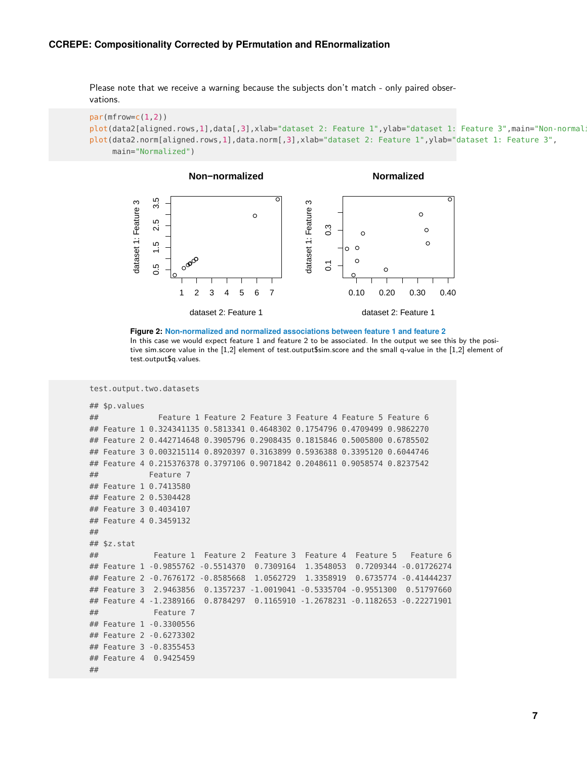Please note that we receive a warning because the subjects don't match - only paired observations.

```
par(mfrow=c(1,2))
plot(data2[aligned.rows,1],data[,3],xlab="dataset 2: Feature 1",ylab="dataset 1: Feature 3",main="Non-normali
plot(data2.norm[aligned.rows,1],data.norm[,3],xlab="dataset 2: Feature 1",ylab="dataset 1: Feature 3",
     main="Normalized")
```

**Figure 2: Non-normalized and normalized associations between feature 1 and feature 2**
In this case we would expect feature 1 and feature 2 to be associated. In the output we see this by the positive sim.score value in the [1,2] element of test.output$sim.score and the small q-value in the [1,2] element of test.output$q.values.

```
test.output.two.datasets

## $p.values
##             Feature 1 Feature 2 Feature 3 Feature 4 Feature 5 Feature 6
## Feature 1 0.324341135 0.5813341 0.4648302 0.1754796 0.4709499 0.9862270
## Feature 2 0.442714648 0.3905796 0.2908435 0.1815846 0.5005800 0.6785502
## Feature 3 0.003215114 0.8920397 0.3163899 0.5936388 0.3395120 0.6044746
## Feature 4 0.215376378 0.3797106 0.9071842 0.2048611 0.9058574 0.8237542
##           Feature 7
## Feature 1 0.7413580
## Feature 2 0.5304428
## Feature 3 0.4034107
## Feature 4 0.3459132
##
## $z.stat
##            Feature 1  Feature 2  Feature 3  Feature 4  Feature 5   Feature 6
## Feature 1 -0.9855762 -0.5514370  0.7309164  1.3548053  0.7209344 -0.01726274
## Feature 2 -0.7676172 -0.8585668  1.0562729  1.3358919  0.6735774 -0.41444237
## Feature 3  2.9463856  0.1357237 -1.0019041 -0.5335704 -0.9551300  0.51797660
## Feature 4 -1.2389166  0.8784297  0.1165910 -1.2678231 -0.1182653 -0.22271901
##            Feature 7
## Feature 1 -0.3300556
## Feature 2 -0.6273302
## Feature 3 -0.8355453
## Feature 4  0.9425459
##
```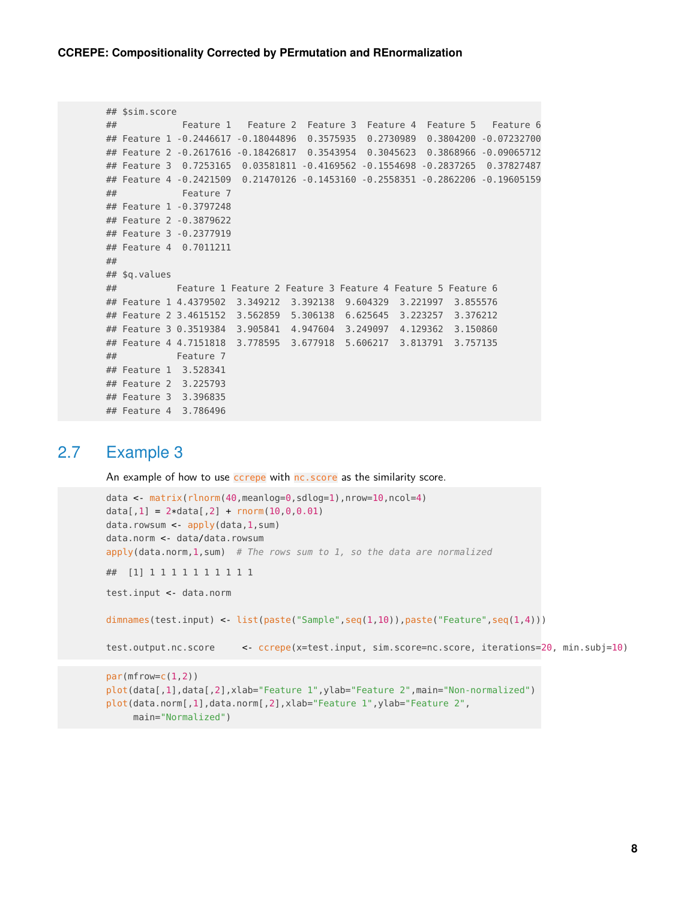```
## $sim.score
##            Feature 1   Feature 2  Feature 3  Feature 4  Feature 5   Feature 6
## Feature 1 -0.2446617 -0.18044896  0.3575935  0.2730989  0.3804200 -0.07232700
## Feature 2 -0.2617616 -0.18426817  0.3543954  0.3045623  0.3868966 -0.09065712
## Feature 3  0.7253165  0.03581811 -0.4169562 -0.1554698 -0.2837265  0.37827487
## Feature 4 -0.2421509  0.21470126 -0.1453160 -0.2558351 -0.2862206 -0.19605159
##            Feature 7
## Feature 1 -0.3797248
## Feature 2 -0.3879622
## Feature 3 -0.2377919
## Feature 4  0.7011211
##
## $q.values
##           Feature 1 Feature 2 Feature 3 Feature 4 Feature 5 Feature 6
## Feature 1 4.4379502  3.349212  3.392138  9.604329  3.221997  3.855576
## Feature 2 3.4615152  3.562859  5.306138  6.625645  3.223257  3.376212
## Feature 3 0.3519384  3.905841  4.947604  3.249097  4.129362  3.150860
## Feature 4 4.7151818  3.778595  3.677918  5.606217  3.813791  3.757135
##           Feature 7
## Feature 1  3.528341
## Feature 2  3.225793
## Feature 3  3.396835
## Feature 4  3.786496
```

## 2.7 Example 3

An example of how to use `ccrepe` with `nc.score` as the similarity score.

```
data <- matrix(rlnorm(40,meanlog=0,sdlog=1),nrow=10,ncol=4)
data[,1] = 2*data[,2] + rnorm(10,0,0.01)
data.rowsum <- apply(data,1,sum)
data.norm <- data/data.rowsum
apply(data.norm,1,sum)  # The rows sum to 1, so the data are normalized

##  [1] 1 1 1 1 1 1 1 1 1 1

test.input <- data.norm

dimnames(test.input) <- list(paste("Sample",seq(1,10)),paste("Feature",seq(1,4)))

test.output.nc.score     <- ccrepe(x=test.input, sim.score=nc.score, iterations=20, min.subj=10)
```

```
par(mfrow=c(1,2))
plot(data[,1],data[,2],xlab="Feature 1",ylab="Feature 2",main="Non-normalized")
plot(data.norm[,1],data.norm[,2],xlab="Feature 1",ylab="Feature 2",
     main="Normalized")
```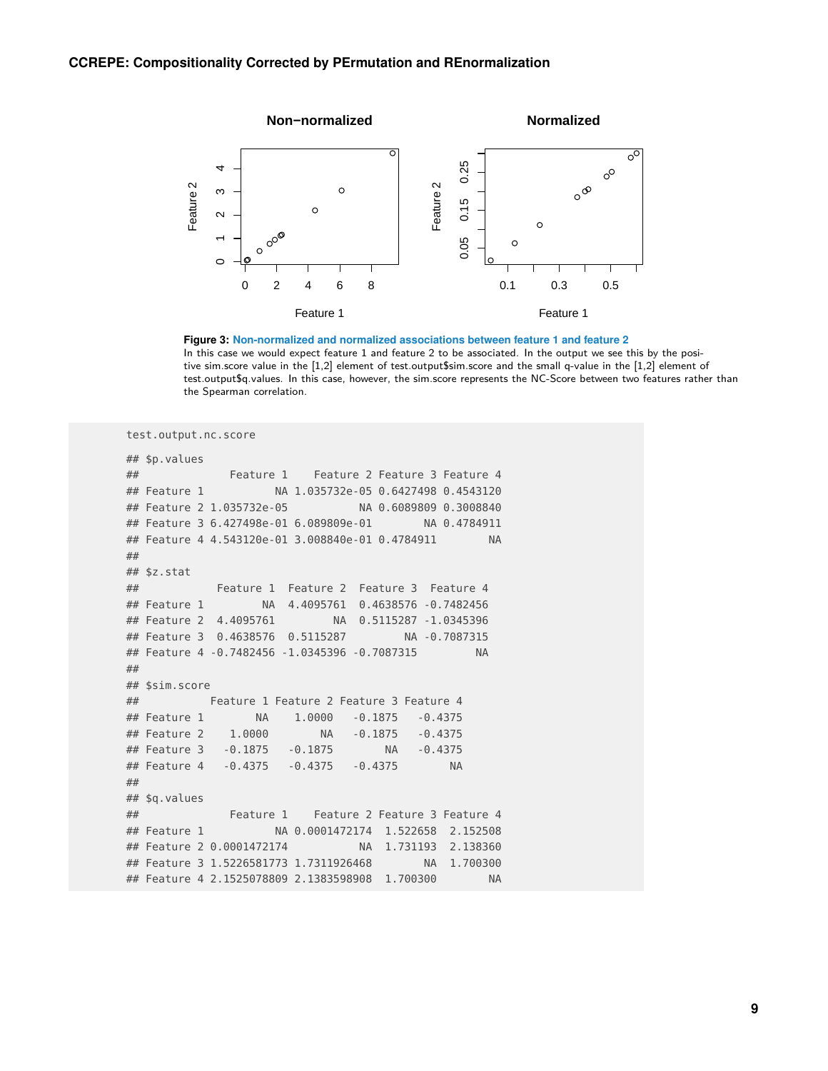Figure 3: Non-normalized and normalized associations between feature 1 and feature 2
In this case we would expect feature 1 and feature 2 to be associated. In the output we see this by the positive sim.score value in the [1,2] element of test.output$sim.score and the small q-value in the [1,2] element of test.output$q.values. In this case, however, the sim.score represents the NC-Score between two features rather than the Spearman correlation.

```
test.output.nc.score

## $p.values
##              Feature 1    Feature 2 Feature 3 Feature 4
## Feature 1           NA 1.035732e-05 0.6427498 0.4543120
## Feature 2 1.035732e-05           NA 0.6089809 0.3008840
## Feature 3 6.427498e-01 6.089809e-01        NA 0.4784911
## Feature 4 4.543120e-01 3.008840e-01 0.4784911        NA
##
## $z.stat
##            Feature 1  Feature 2  Feature 3  Feature 4
## Feature 1         NA  4.4095761  0.4638576 -0.7482456
## Feature 2  4.4095761         NA  0.5115287 -1.0345396
## Feature 3  0.4638576  0.5115287         NA -0.7087315
## Feature 4 -0.7482456 -1.0345396 -0.7087315         NA
##
## $sim.score
##           Feature 1 Feature 2 Feature 3 Feature 4
## Feature 1        NA    1.0000   -0.1875   -0.4375
## Feature 2    1.0000        NA   -0.1875   -0.4375
## Feature 3   -0.1875   -0.1875        NA   -0.4375
## Feature 4   -0.4375   -0.4375   -0.4375        NA
##
## $q.values
##              Feature 1    Feature 2 Feature 3 Feature 4
## Feature 1           NA 0.0001472174  1.522658  2.152508
## Feature 2 0.0001472174           NA  1.731193  2.138360
## Feature 3 1.5226581773 1.7311926468        NA  1.700300
## Feature 4 2.1525078809 2.1383598908  1.700300        NA
```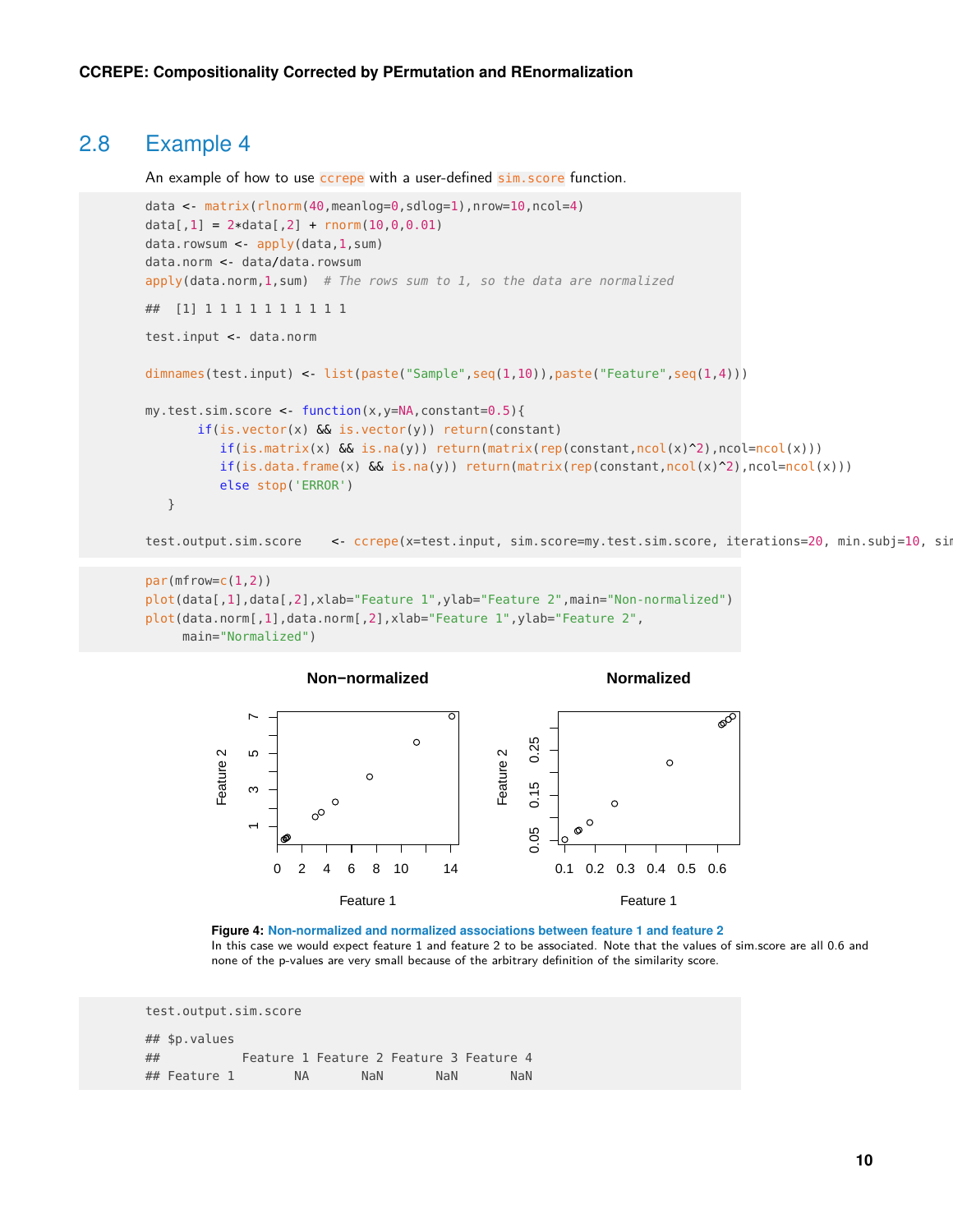## 2.8 Example 4

An example of how to use `ccrepe` with a user-defined `sim.score` function.

```
data <- matrix(rlnorm(40,meanlog=0,sdlog=1),nrow=10,ncol=4)
data[,1] = 2*data[,2] + rnorm(10,0,0.01)
data.rowsum <- apply(data,1,sum)
data.norm <- data/data.rowsum
apply(data.norm,1,sum)  # The rows sum to 1, so the data are normalized

##  [1] 1 1 1 1 1 1 1 1 1 1

test.input <- data.norm

dimnames(test.input) <- list(paste("Sample",seq(1,10)),paste("Feature",seq(1,4)))

my.test.sim.score <- function(x,y=NA,constant=0.5){
       if(is.vector(x) && is.vector(y)) return(constant)
          if(is.matrix(x) && is.na(y)) return(matrix(rep(constant,ncol(x)^2),ncol=ncol(x)))
          if(is.data.frame(x) && is.na(y)) return(matrix(rep(constant,ncol(x)^2),ncol=ncol(x)))
          else stop('ERROR')
   }

test.output.sim.score    <- ccrepe(x=test.input, sim.score=my.test.sim.score, iterations=20, min.subj=10, sim
```

```
par(mfrow=c(1,2))
plot(data[,1],data[,2],xlab="Feature 1",ylab="Feature 2",main="Non-normalized")
plot(data.norm[,1],data.norm[,2],xlab="Feature 1",ylab="Feature 2",
     main="Normalized")
```

**Figure 4: Non-normalized and normalized associations between feature 1 and feature 2**
In this case we would expect feature 1 and feature 2 to be associated. Note that the values of sim.score are all 0.6 and none of the p-values are very small because of the arbitrary definition of the similarity score.

```
test.output.sim.score

## $p.values
##           Feature 1 Feature 2 Feature 3 Feature 4
## Feature 1        NA       NaN       NaN       NaN
```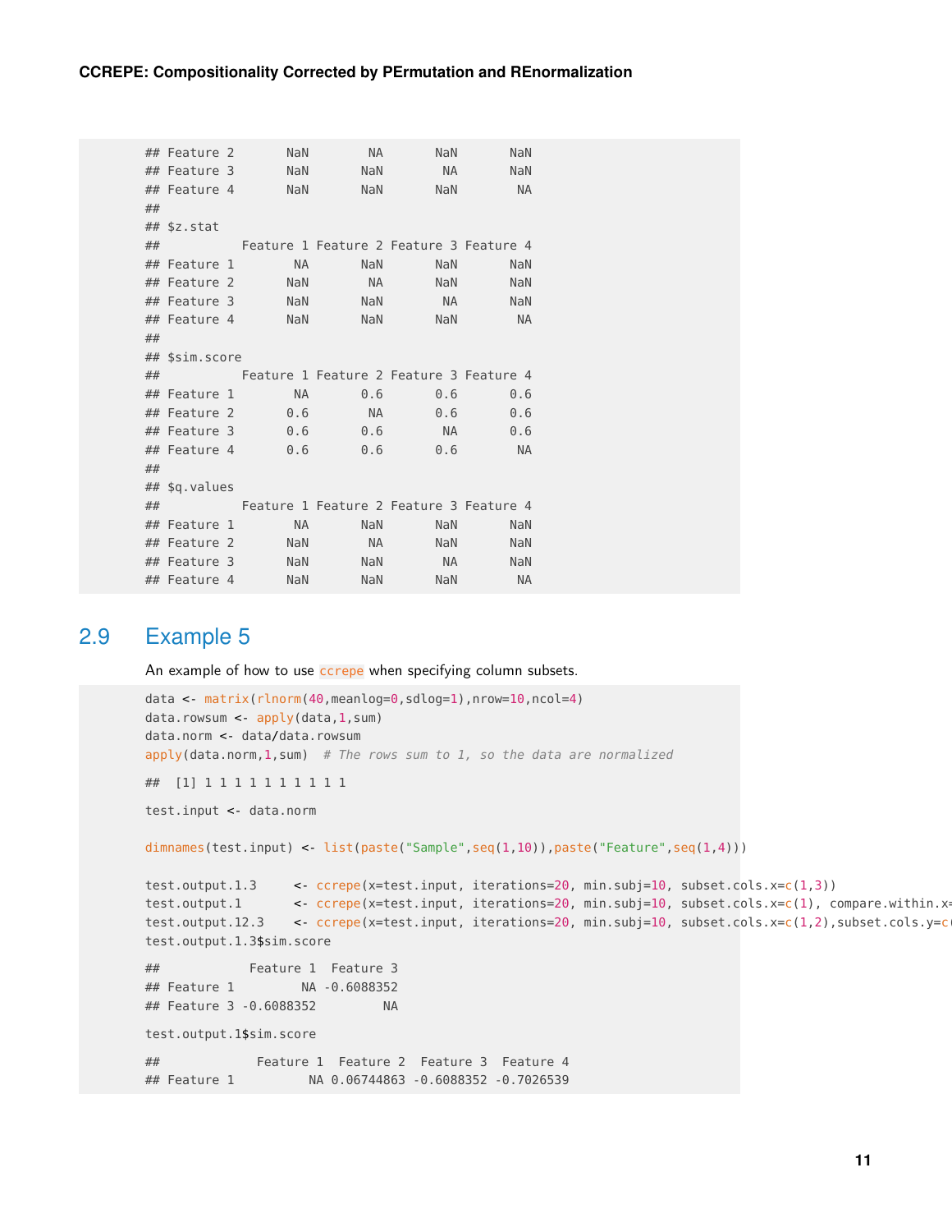```
## Feature 2       NaN        NA       NaN       NaN
## Feature 3       NaN       NaN        NA       NaN
## Feature 4       NaN       NaN       NaN        NA
##
## $z.stat
##           Feature 1 Feature 2 Feature 3 Feature 4
## Feature 1        NA       NaN       NaN       NaN
## Feature 2       NaN        NA       NaN       NaN
## Feature 3       NaN       NaN        NA       NaN
## Feature 4       NaN       NaN       NaN        NA
##
## $sim.score
##           Feature 1 Feature 2 Feature 3 Feature 4
## Feature 1        NA       0.6       0.6       0.6
## Feature 2       0.6        NA       0.6       0.6
## Feature 3       0.6       0.6        NA       0.6
## Feature 4       0.6       0.6       0.6        NA
##
## $q.values
##           Feature 1 Feature 2 Feature 3 Feature 4
## Feature 1        NA       NaN       NaN       NaN
## Feature 2       NaN        NA       NaN       NaN
## Feature 3       NaN       NaN        NA       NaN
## Feature 4       NaN       NaN       NaN        NA
```

## 2.9 Example 5

An example of how to use ccrepe when specifying column subsets.

```
data <- matrix(rlnorm(40,meanlog=0,sdlog=1),nrow=10,ncol=4)
data.rowsum <- apply(data,1,sum)
data.norm <- data/data.rowsum
apply(data.norm,1,sum)  # The rows sum to 1, so the data are normalized

##  [1] 1 1 1 1 1 1 1 1 1 1

test.input <- data.norm

dimnames(test.input) <- list(paste("Sample",seq(1,10)),paste("Feature",seq(1,4)))

test.output.1.3     <- ccrepe(x=test.input, iterations=20, min.subj=10, subset.cols.x=c(1,3))
test.output.1       <- ccrepe(x=test.input, iterations=20, min.subj=10, subset.cols.x=c(1), compare.within.x=
test.output.12.3    <- ccrepe(x=test.input, iterations=20, min.subj=10, subset.cols.x=c(1,2),subset.cols.y=c
test.output.1.3$sim.score

##            Feature 1  Feature 3
## Feature 1         NA -0.6088352
## Feature 3 -0.6088352         NA

test.output.1$sim.score

##             Feature 1  Feature 2  Feature 3  Feature 4
## Feature 1          NA 0.06744863 -0.6088352 -0.7026539
```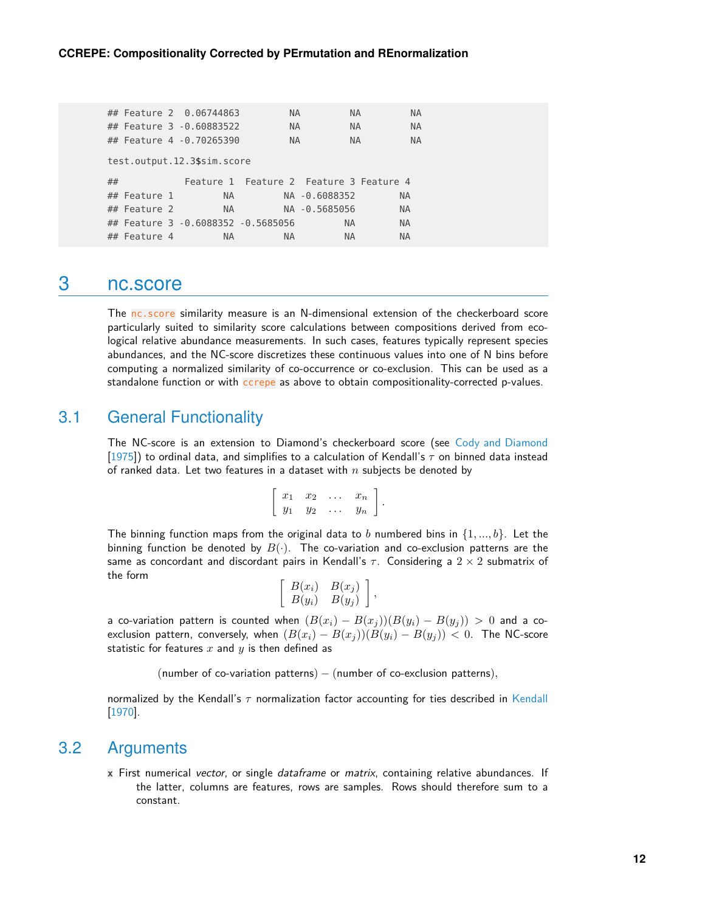```
## Feature 2  0.06744863         NA         NA         NA
## Feature 3 -0.60883522         NA         NA         NA
## Feature 4 -0.70265390         NA         NA         NA
```

```
test.output.12.3$sim.score
```

```
##            Feature 1  Feature 2  Feature 3 Feature 4
## Feature 1         NA         NA -0.6088352        NA
## Feature 2         NA         NA -0.5685056        NA
## Feature 3 -0.6088352 -0.5685056         NA        NA
## Feature 4         NA         NA         NA        NA
```

# 3 nc.score

The `nc.score` similarity measure is an N-dimensional extension of the checkerboard score particularly suited to similarity score calculations between compositions derived from ecological relative abundance measurements. In such cases, features typically represent species abundances, and the NC-score discretizes these continuous values into one of N bins before computing a normalized similarity of co-occurrence or co-exclusion. This can be used as a standalone function or with `ccrepe` as above to obtain compositionality-corrected p-values.

## 3.1 General Functionality

The NC-score is an extension to Diamond's checkerboard score (see Cody and Diamond [1975]) to ordinal data, and simplifies to a calculation of Kendall's $\tau$ on binned data instead of ranked data. Let two features in a dataset with $n$ subjects be denoted by

$$\left[\begin{array}{cccc} x_1 & x_2 & \ldots & x_n \\ y_1 & y_2 & \ldots & y_n \end{array}\right].$$

The binning function maps from the original data to $b$ numbered bins in $\{1, ..., b\}$. Let the binning function be denoted by $B(\cdot)$. The co-variation and co-exclusion patterns are the same as concordant and discordant pairs in Kendall's $\tau$. Considering a $2 \times 2$ submatrix of the form

$$\left[\begin{array}{cc} B(x_i) & B(x_j) \\ B(y_i) & B(y_j) \end{array}\right],$$

a co-variation pattern is counted when $(B(x_i) - B(x_j))(B(y_i) - B(y_j)) > 0$ and a co-exclusion pattern, conversely, when $(B(x_i) - B(x_j))(B(y_i) - B(y_j)) < 0$. The NC-score statistic for features $x$ and $y$ is then defined as

$$\text{(number of co-variation patterns)} - \text{(number of co-exclusion patterns)},$$

normalized by the Kendall's $\tau$ normalization factor accounting for ties described in Kendall [1970].

## 3.2 Arguments

**x** First numerical *vector*, or single *dataframe* or *matrix*, containing relative abundances. If the latter, columns are features, rows are samples. Rows should therefore sum to a constant.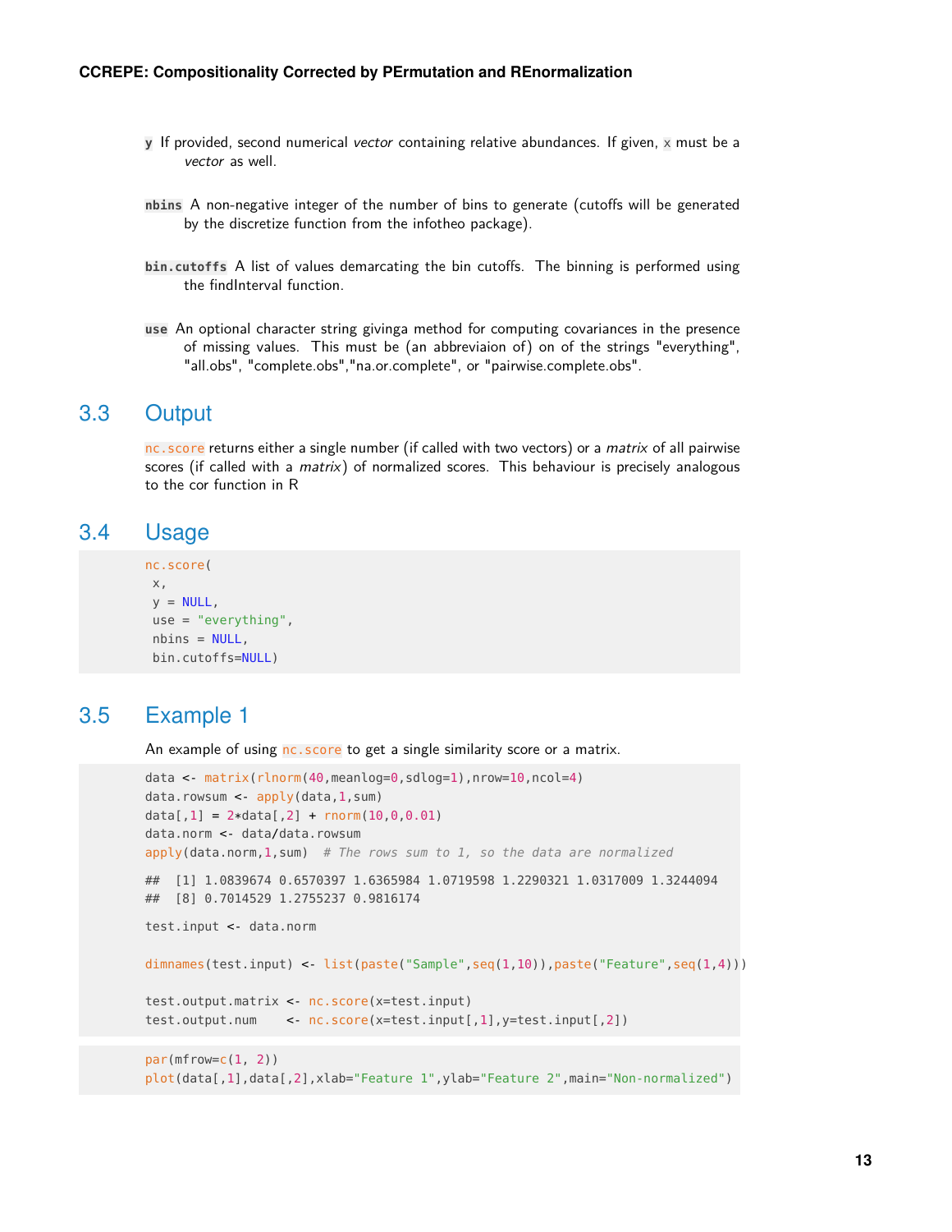**y** If provided, second numerical *vector* containing relative abundances. If given, `x` must be a *vector* as well.

**nbins** A non-negative integer of the number of bins to generate (cutoffs will be generated by the discretize function from the infotheo package).

**bin.cutoffs** A list of values demarcating the bin cutoffs. The binning is performed using the findInterval function.

**use** An optional character string givinga method for computing covariances in the presence of missing values. This must be (an abbreviaion of) on of the strings "everything", "all.obs", "complete.obs","na.or.complete", or "pairwise.complete.obs".

## 3.3 Output

`nc.score` returns either a single number (if called with two vectors) or a *matrix* of all pairwise scores (if called with a *matrix*) of normalized scores. This behaviour is precisely analogous to the cor function in R

## 3.4 Usage

```
nc.score(
 x,
 y = NULL,
 use = "everything",
 nbins = NULL,
 bin.cutoffs=NULL)
```

## 3.5 Example 1

An example of using `nc.score` to get a single similarity score or a matrix.

```
data <- matrix(rlnorm(40,meanlog=0,sdlog=1),nrow=10,ncol=4)
data.rowsum <- apply(data,1,sum)
data[,1] = 2*data[,2] + rnorm(10,0,0.01)
data.norm <- data/data.rowsum
apply(data.norm,1,sum)  # The rows sum to 1, so the data are normalized

##  [1] 1.0839674 0.6570397 1.6365984 1.0719598 1.2290321 1.0317009 1.3244094
##  [8] 0.7014529 1.2755237 0.9816174

test.input <- data.norm

dimnames(test.input) <- list(paste("Sample",seq(1,10)),paste("Feature",seq(1,4)))

test.output.matrix <- nc.score(x=test.input)
test.output.num    <- nc.score(x=test.input[,1],y=test.input[,2])
```

```
par(mfrow=c(1, 2))
plot(data[,1],data[,2],xlab="Feature 1",ylab="Feature 2",main="Non-normalized")
```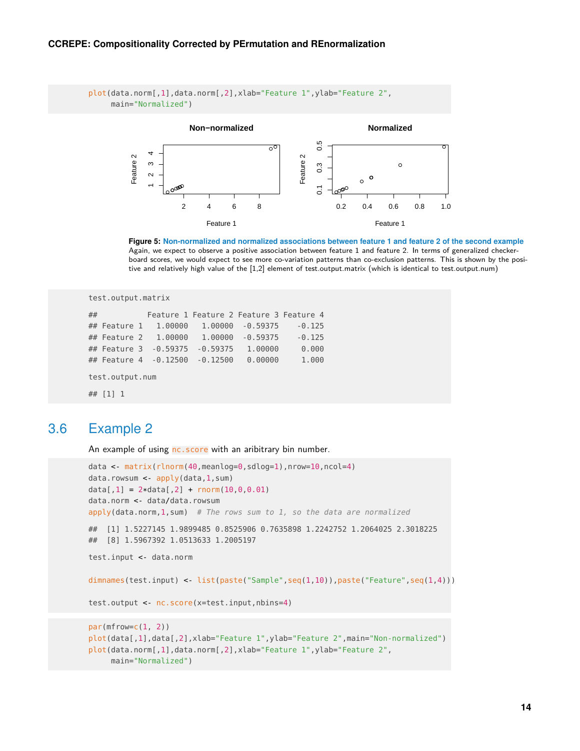```
plot(data.norm[,1],data.norm[,2],xlab="Feature 1",ylab="Feature 2",
     main="Normalized")
```

**Figure 5: Non-normalized and normalized associations between feature 1 and feature 2 of the second example**
Again, we expect to observe a positive association between feature 1 and feature 2. In terms of generalized checkerboard scores, we would expect to see more co-variation patterns than co-exclusion patterns. This is shown by the positive and relatively high value of the [1,2] element of test.output.matrix (which is identical to test.output.num)

```
test.output.matrix

##           Feature 1 Feature 2 Feature 3 Feature 4
## Feature 1   1.00000   1.00000  -0.59375    -0.125
## Feature 2   1.00000   1.00000  -0.59375    -0.125
## Feature 3  -0.59375  -0.59375   1.00000     0.000
## Feature 4  -0.12500  -0.12500   0.00000     1.000

test.output.num

## [1] 1
```

## 3.6 Example 2

An example of using `nc.score` with an arbitrary bin number.

```
data <- matrix(rlnorm(40,meanlog=0,sdlog=1),nrow=10,ncol=4)
data.rowsum <- apply(data,1,sum)
data[,1] = 2*data[,2] + rnorm(10,0,0.01)
data.norm <- data/data.rowsum
apply(data.norm,1,sum)  # The rows sum to 1, so the data are normalized

##  [1] 1.5227145 1.9899485 0.8525906 0.7635898 1.2242752 1.2064025 2.3018225
##  [8] 1.5967392 1.0513633 1.2005197

test.input <- data.norm

dimnames(test.input) <- list(paste("Sample",seq(1,10)),paste("Feature",seq(1,4)))

test.output <- nc.score(x=test.input,nbins=4)
```

```
par(mfrow=c(1, 2))
plot(data[,1],data[,2],xlab="Feature 1",ylab="Feature 2",main="Non-normalized")
plot(data.norm[,1],data.norm[,2],xlab="Feature 1",ylab="Feature 2",
     main="Normalized")
```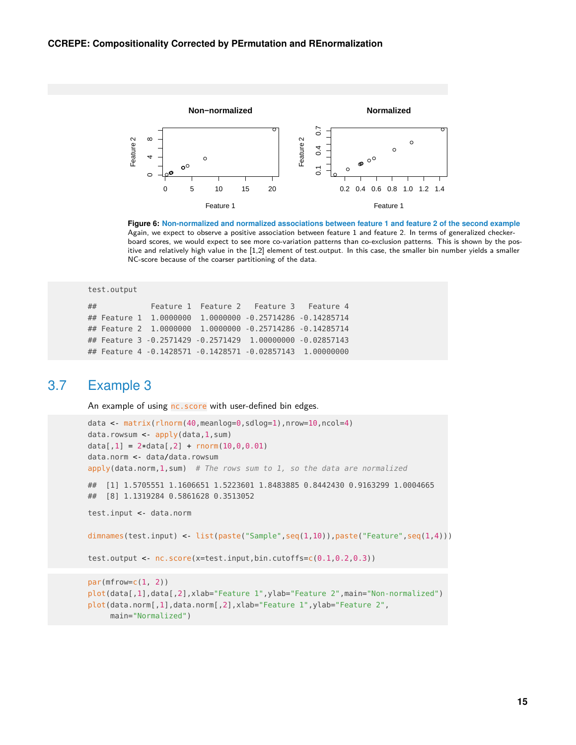**Figure 6:** Non-normalized and normalized associations between feature 1 and feature 2 of the second example
Again, we expect to observe a positive association between feature 1 and feature 2. In terms of generalized checkerboard scores, we would expect to see more co-variation patterns than co-exclusion patterns. This is shown by the positive and relatively high value in the [1,2] element of test.output. In this case, the smaller bin number yields a smaller NC-score because of the coarser partitioning of the data.

```
test.output

##            Feature 1  Feature 2   Feature 3   Feature 4
## Feature 1  1.0000000  1.0000000 -0.25714286 -0.14285714
## Feature 2  1.0000000  1.0000000 -0.25714286 -0.14285714
## Feature 3 -0.2571429 -0.2571429  1.00000000 -0.02857143
## Feature 4 -0.1428571 -0.1428571 -0.02857143  1.00000000
```

## 3.7 Example 3

An example of using `nc.score` with user-defined bin edges.

```
data <- matrix(rlnorm(40,meanlog=0,sdlog=1),nrow=10,ncol=4)
data.rowsum <- apply(data,1,sum)
data[,1] = 2*data[,2] + rnorm(10,0,0.01)
data.norm <- data/data.rowsum
apply(data.norm,1,sum)  # The rows sum to 1, so the data are normalized

##  [1] 1.5705551 1.1606651 1.5223601 1.8483885 0.8442430 0.9163299 1.0004665
##  [8] 1.1319284 0.5861628 0.3513052

test.input <- data.norm

dimnames(test.input) <- list(paste("Sample",seq(1,10)),paste("Feature",seq(1,4)))

test.output <- nc.score(x=test.input,bin.cutoffs=c(0.1,0.2,0.3))
```

```
par(mfrow=c(1, 2))
plot(data[,1],data[,2],xlab="Feature 1",ylab="Feature 2",main="Non-normalized")
plot(data.norm[,1],data.norm[,2],xlab="Feature 1",ylab="Feature 2",
     main="Normalized")
```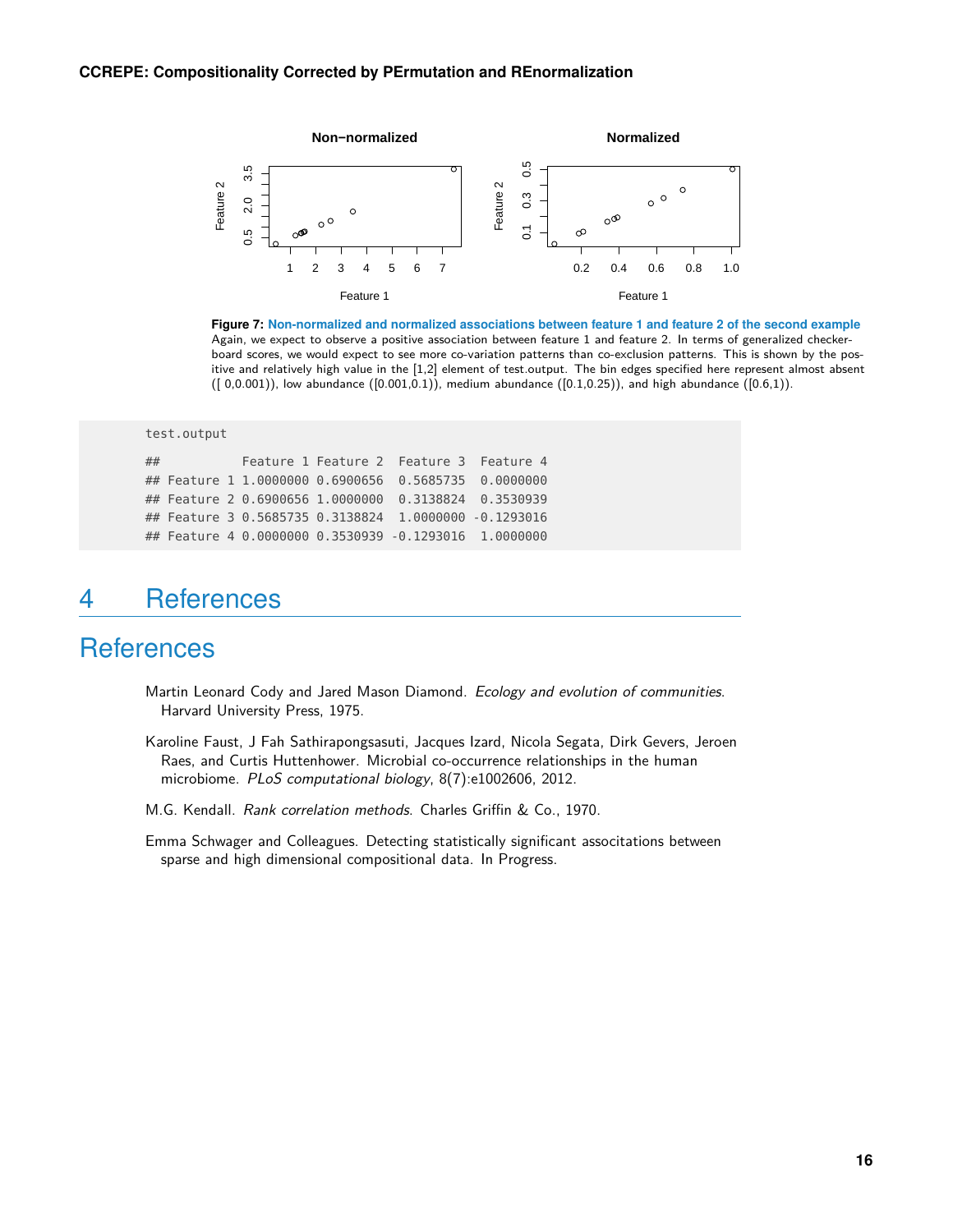Non−normalized

Feature 2

0.5 2.0 3.5

1 2 3 4 5 6 7

Feature 1

Normalized

Feature 2

0.1 0.3 0.5

0.2 0.4 0.6 0.8 1.0

Feature 1

**Figure 7: Non-normalized and normalized associations between feature 1 and feature 2 of the second example**
Again, we expect to observe a positive association between feature 1 and feature 2. In terms of generalized checkerboard scores, we would expect to see more co-variation patterns than co-exclusion patterns. This is shown by the positive and relatively high value in the [1,2] element of test.output. The bin edges specified here represent almost absent ([ 0,0.001)), low abundance ([0.001,0.1)), medium abundance ([0.1,0.25)), and high abundance ([0.6,1)).

```
test.output

##           Feature 1 Feature 2  Feature 3  Feature 4
## Feature 1 1.0000000 0.6900656  0.5685735  0.0000000
## Feature 2 0.6900656 1.0000000  0.3138824  0.3530939
## Feature 3 0.5685735 0.3138824  1.0000000 -0.1293016
## Feature 4 0.0000000 0.3530939 -0.1293016  1.0000000
```

# 4 References

# References

Martin Leonard Cody and Jared Mason Diamond. *Ecology and evolution of communities*. Harvard University Press, 1975.

Karoline Faust, J Fah Sathirapongsasuti, Jacques Izard, Nicola Segata, Dirk Gevers, Jeroen Raes, and Curtis Huttenhower. Microbial co-occurrence relationships in the human microbiome. *PLoS computational biology*, 8(7):e1002606, 2012.

M.G. Kendall. *Rank correlation methods*. Charles Griffin & Co., 1970.

Emma Schwager and Colleagues. Detecting statistically significant associtations between sparse and high dimensional compositional data. In Progress.